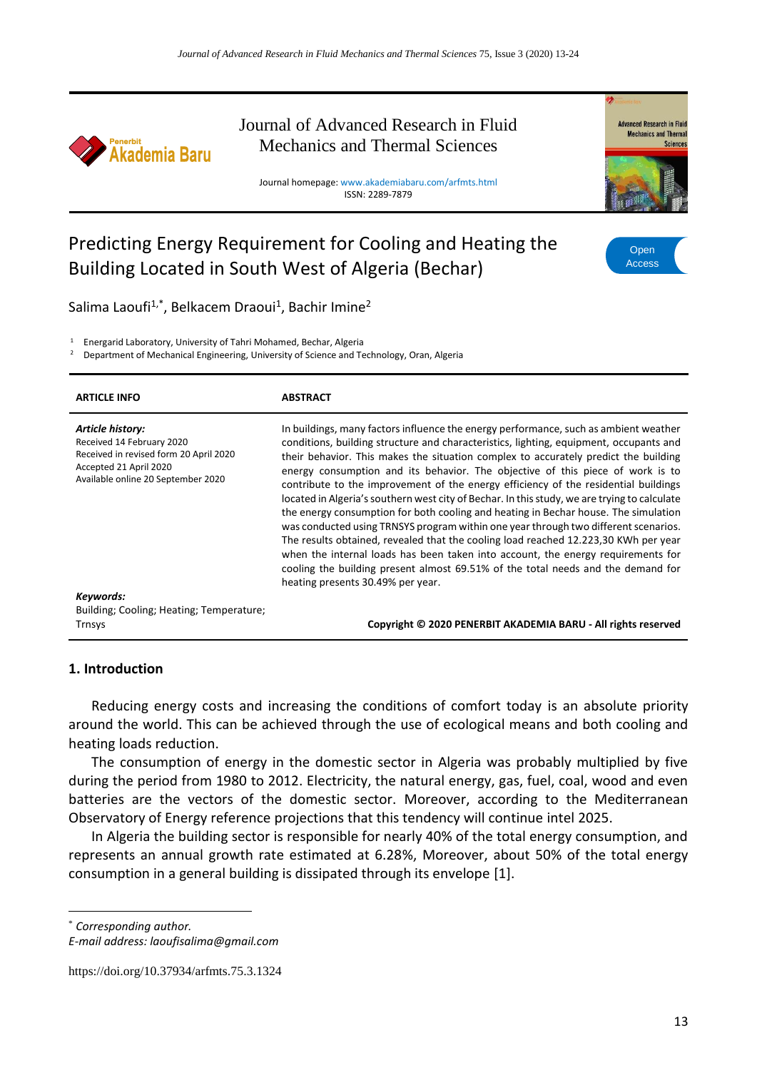Journal of Advanced Research in Fluid Mechanics and Thermal Sciences

Journal homepage: www.akademiabaru.com/arfmts.html
ISSN: 2289-7879

# Predicting Energy Requirement for Cooling and Heating the Building Located in South West of Algeria (Bechar)

Salima Laoufi[1,*], Belkacem Draoui[1], Bachir Imine[2]

[1] Energarid Laboratory, University of Tahri Mohamed, Bechar, Algeria
[2] Department of Mechanical Engineering, University of Science and Technology, Oran, Algeria

| ARTICLE INFO | ABSTRACT |
|---|---|
| ***Article history:*** Received 14 February 2020; Received in revised form 20 April 2020; Accepted 21 April 2020; Available online 20 September 2020 | In buildings, many factors influence the energy performance, such as ambient weather conditions, building structure and characteristics, lighting, equipment, occupants and their behavior. This makes the situation complex to accurately predict the building energy consumption and its behavior. The objective of this piece of work is to contribute to the improvement of the energy efficiency of the residential buildings located in Algeria's southern west city of Bechar. In this study, we are trying to calculate the energy consumption for both cooling and heating in Bechar house. The simulation was conducted using TRNSYS program within one year through two different scenarios. The results obtained, revealed that the cooling load reached 12.223,30 KWh per year when the internal loads has been taken into account, the energy requirements for cooling the building present almost 69.51% of the total needs and the demand for heating presents 30.49% per year. |
| ***Keywords:*** Building; Cooling; Heating; Temperature; Trnsys | **Copyright © 2020 PENERBIT AKADEMIA BARU - All rights reserved** |

## 1. Introduction

Reducing energy costs and increasing the conditions of comfort today is an absolute priority around the world. This can be achieved through the use of ecological means and both cooling and heating loads reduction.

The consumption of energy in the domestic sector in Algeria was probably multiplied by five during the period from 1980 to 2012. Electricity, the natural energy, gas, fuel, coal, wood and even batteries are the vectors of the domestic sector. Moreover, according to the Mediterranean Observatory of Energy reference projections that this tendency will continue intel 2025.

In Algeria the building sector is responsible for nearly 40% of the total energy consumption, and represents an annual growth rate estimated at 6.28%, Moreover, about 50% of the total energy consumption in a general building is dissipated through its envelope [1].

* *Corresponding author.*
*E-mail address: laoufisalima@gmail.com*

https://doi.org/10.37934/arfmts.75.3.1324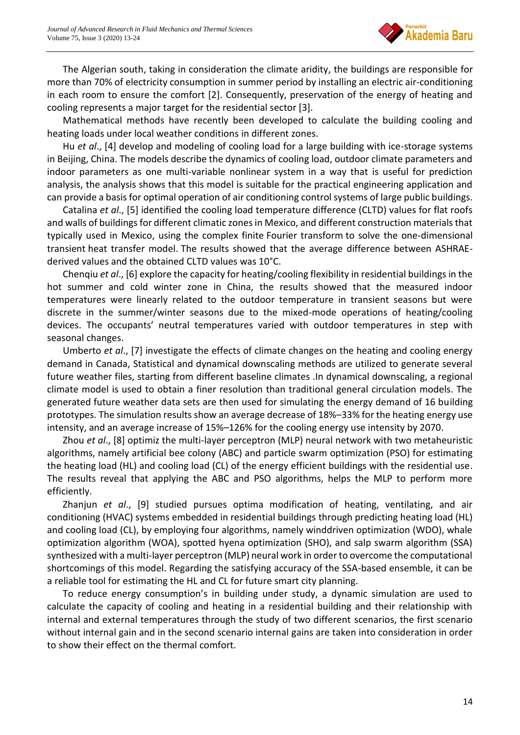The Algerian south, taking in consideration the climate aridity, the buildings are responsible for more than 70% of electricity consumption in summer period by installing an electric air-conditioning in each room to ensure the comfort [2]. Consequently, preservation of the energy of heating and cooling represents a major target for the residential sector [3].

Mathematical methods have recently been developed to calculate the building cooling and heating loads under local weather conditions in different zones.

Hu *et al*., [4] develop and modeling of cooling load for a large building with ice-storage systems in Beijing, China. The models describe the dynamics of cooling load, outdoor climate parameters and indoor parameters as one multi-variable nonlinear system in a way that is useful for prediction analysis, the analysis shows that this model is suitable for the practical engineering application and can provide a basis for optimal operation of air conditioning control systems of large public buildings.

Catalina *et al*., [5] identified the cooling load temperature difference (CLTD) values for flat roofs and walls of buildings for different climatic zones in Mexico, and different construction materials that typically used in Mexico, using the complex finite Fourier transform to solve the one-dimensional transient heat transfer model. The results showed that the average difference between ASHRAE-derived values and the obtained CLTD values was 10°C.

Chenqiu *et al*., [6] explore the capacity for heating/cooling flexibility in residential buildings in the hot summer and cold winter zone in China, the results showed that the measured indoor temperatures were linearly related to the outdoor temperature in transient seasons but were discrete in the summer/winter seasons due to the mixed-mode operations of heating/cooling devices. The occupants' neutral temperatures varied with outdoor temperatures in step with seasonal changes.

Umberto *et al*., [7] investigate the effects of climate changes on the heating and cooling energy demand in Canada, Statistical and dynamical downscaling methods are utilized to generate several future weather files, starting from different baseline climates .In dynamical downscaling, a regional climate model is used to obtain a finer resolution than traditional general circulation models. The generated future weather data sets are then used for simulating the energy demand of 16 building prototypes. The simulation results show an average decrease of 18%–33% for the heating energy use intensity, and an average increase of 15%–126% for the cooling energy use intensity by 2070.

Zhou *et al*., [8] optimiz the multi-layer perceptron (MLP) neural network with two metaheuristic algorithms, namely artificial bee colony (ABC) and particle swarm optimization (PSO) for estimating the heating load (HL) and cooling load (CL) of the energy efficient buildings with the residential use. The results reveal that applying the ABC and PSO algorithms, helps the MLP to perform more efficiently.

Zhanjun *et al*., [9] studied pursues optima modification of heating, ventilating, and air conditioning (HVAC) systems embedded in residential buildings through predicting heating load (HL) and cooling load (CL), by employing four algorithms, namely winddriven optimization (WDO), whale optimization algorithm (WOA), spotted hyena optimization (SHO), and salp swarm algorithm (SSA) synthesized with a multi-layer perceptron (MLP) neural work in order to overcome the computational shortcomings of this model. Regarding the satisfying accuracy of the SSA-based ensemble, it can be a reliable tool for estimating the HL and CL for future smart city planning.

To reduce energy consumption's in building under study, a dynamic simulation are used to calculate the capacity of cooling and heating in a residential building and their relationship with internal and external temperatures through the study of two different scenarios, the first scenario without internal gain and in the second scenario internal gains are taken into consideration in order to show their effect on the thermal comfort.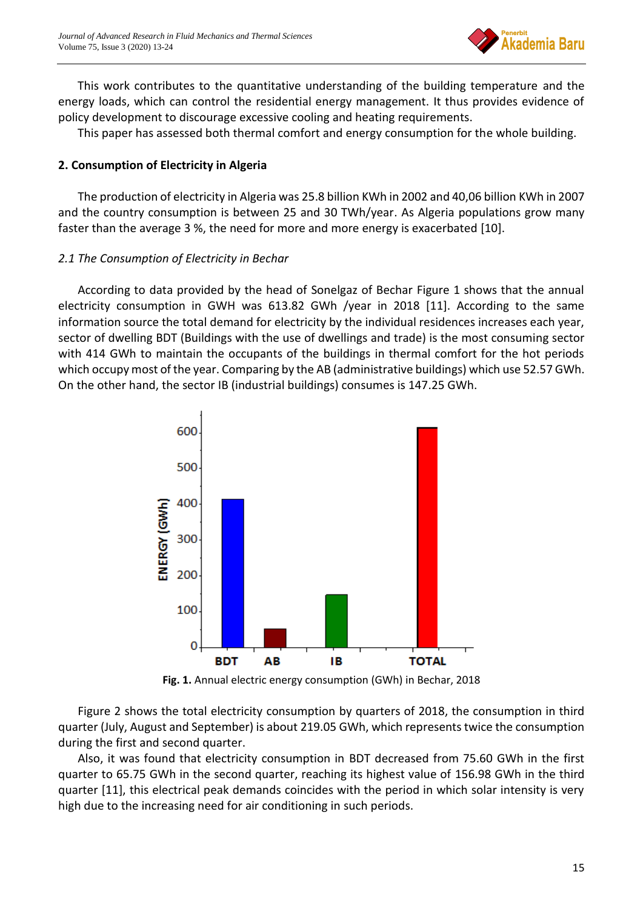This work contributes to the quantitative understanding of the building temperature and the energy loads, which can control the residential energy management. It thus provides evidence of policy development to discourage excessive cooling and heating requirements.

This paper has assessed both thermal comfort and energy consumption for the whole building.

## 2. Consumption of Electricity in Algeria

The production of electricity in Algeria was 25.8 billion KWh in 2002 and 40,06 billion KWh in 2007 and the country consumption is between 25 and 30 TWh/year. As Algeria populations grow many faster than the average 3 %, the need for more and more energy is exacerbated [10].

### *2.1 The Consumption of Electricity in Bechar*

According to data provided by the head of Sonelgaz of Bechar Figure 1 shows that the annual electricity consumption in GWH was 613.82 GWh /year in 2018 [11]. According to the same information source the total demand for electricity by the individual residences increases each year, sector of dwelling BDT (Buildings with the use of dwellings and trade) is the most consuming sector with 414 GWh to maintain the occupants of the buildings in thermal comfort for the hot periods which occupy most of the year. Comparing by the AB (administrative buildings) which use 52.57 GWh. On the other hand, the sector IB (industrial buildings) consumes is 147.25 GWh.

**Fig. 1.** Annual electric energy consumption (GWh) in Bechar, 2018

Figure 2 shows the total electricity consumption by quarters of 2018, the consumption in third quarter (July, August and September) is about 219.05 GWh, which represents twice the consumption during the first and second quarter.

Also, it was found that electricity consumption in BDT decreased from 75.60 GWh in the first quarter to 65.75 GWh in the second quarter, reaching its highest value of 156.98 GWh in the third quarter [11], this electrical peak demands coincides with the period in which solar intensity is very high due to the increasing need for air conditioning in such periods.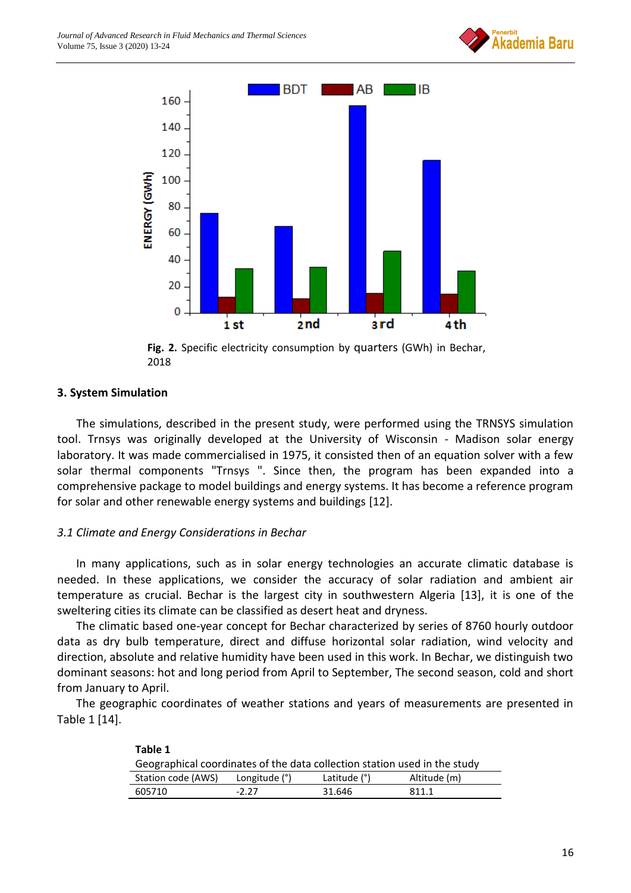**Fig. 2.** Specific electricity consumption by quarters (GWh) in Bechar, 2018

## 3. System Simulation

The simulations, described in the present study, were performed using the TRNSYS simulation tool. Trnsys was originally developed at the University of Wisconsin - Madison solar energy laboratory. It was made commercialised in 1975, it consisted then of an equation solver with a few solar thermal components "Trnsys ". Since then, the program has been expanded into a comprehensive package to model buildings and energy systems. It has become a reference program for solar and other renewable energy systems and buildings [12].

### *3.1 Climate and Energy Considerations in Bechar*

In many applications, such as in solar energy technologies an accurate climatic database is needed. In these applications, we consider the accuracy of solar radiation and ambient air temperature as crucial. Bechar is the largest city in southwestern Algeria [13], it is one of the sweltering cities its climate can be classified as desert heat and dryness.

The climatic based one-year concept for Bechar characterized by series of 8760 hourly outdoor data as dry bulb temperature, direct and diffuse horizontal solar radiation, wind velocity and direction, absolute and relative humidity have been used in this work. In Bechar, we distinguish two dominant seasons: hot and long period from April to September, The second season, cold and short from January to April.

The geographic coordinates of weather stations and years of measurements are presented in Table 1 [14].

**Table 1**
Geographical coordinates of the data collection station used in the study

| Station code (AWS) | Longitude (°) | Latitude (°) | Altitude (m) |
|---|---|---|---|
| 605710 | -2.27 | 31.646 | 811.1 |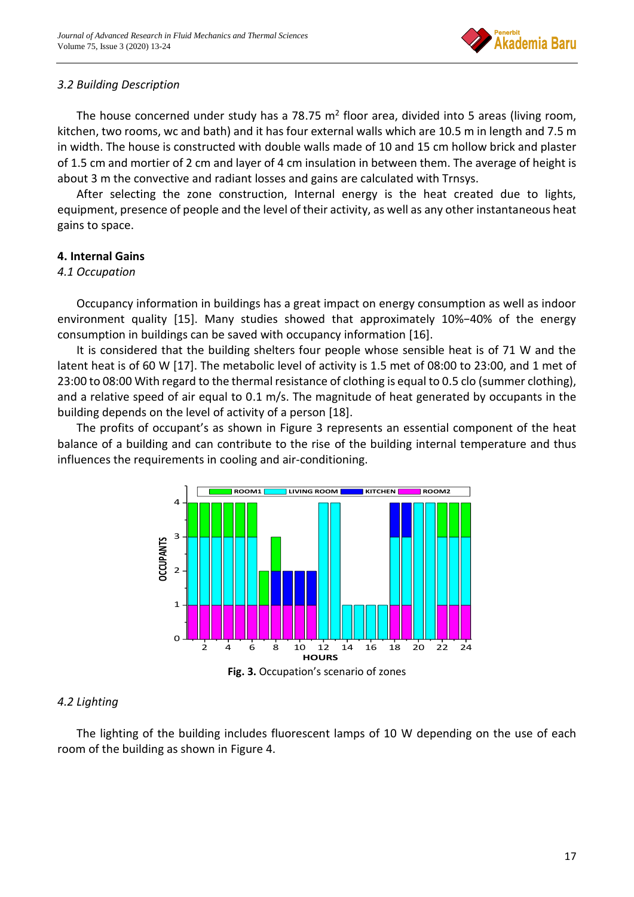### 3.2 Building Description

The house concerned under study has a 78.75 m$^2$ floor area, divided into 5 areas (living room, kitchen, two rooms, wc and bath) and it has four external walls which are 10.5 m in length and 7.5 m in width. The house is constructed with double walls made of 10 and 15 cm hollow brick and plaster of 1.5 cm and mortier of 2 cm and layer of 4 cm insulation in between them. The average of height is about 3 m the convective and radiant losses and gains are calculated with Trnsys.

After selecting the zone construction, Internal energy is the heat created due to lights, equipment, presence of people and the level of their activity, as well as any other instantaneous heat gains to space.

## 4. Internal Gains

### 4.1 Occupation

Occupancy information in buildings has a great impact on energy consumption as well as indoor environment quality [15]. Many studies showed that approximately 10%−40% of the energy consumption in buildings can be saved with occupancy information [16].

It is considered that the building shelters four people whose sensible heat is of 71 W and the latent heat is of 60 W [17]. The metabolic level of activity is 1.5 met of 08:00 to 23:00, and 1 met of 23:00 to 08:00 With regard to the thermal resistance of clothing is equal to 0.5 clo (summer clothing), and a relative speed of air equal to 0.1 m/s. The magnitude of heat generated by occupants in the building depends on the level of activity of a person [18].

The profits of occupant's as shown in Figure 3 represents an essential component of the heat balance of a building and can contribute to the rise of the building internal temperature and thus influences the requirements in cooling and air-conditioning.

**Fig. 3.** Occupation's scenario of zones

### 4.2 Lighting

The lighting of the building includes fluorescent lamps of 10 W depending on the use of each room of the building as shown in Figure 4.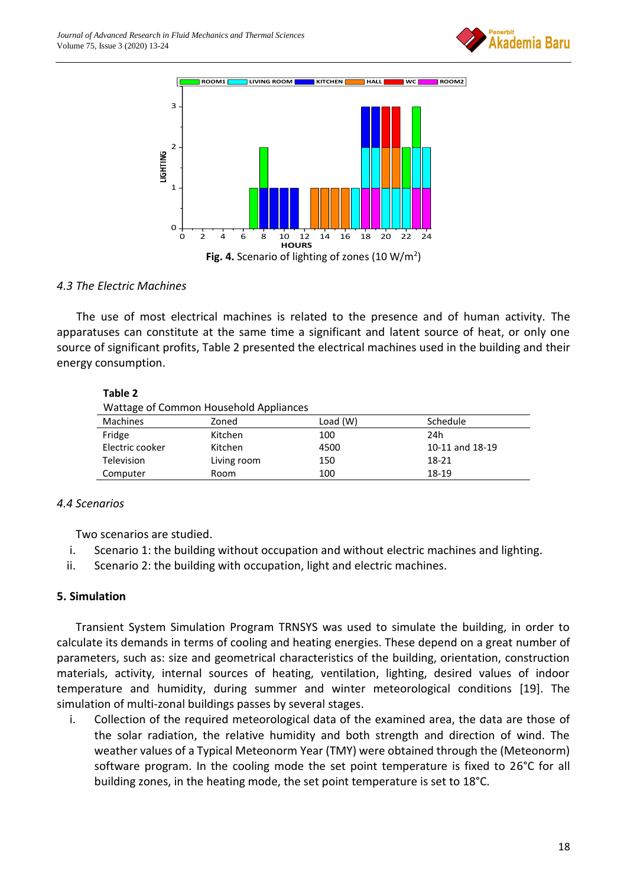Fig. 4. Scenario of lighting of zones (10 W/m$^2$)

### 4.3 The Electric Machines

The use of most electrical machines is related to the presence and of human activity. The apparatuses can constitute at the same time a significant and latent source of heat, or only one source of significant profits, Table 2 presented the electrical machines used in the building and their energy consumption.

**Table 2**
Wattage of Common Household Appliances

| Machines | Zoned | Load (W) | Schedule |
|---|---|---|---|
| Fridge | Kitchen | 100 | 24h |
| Electric cooker | Kitchen | 4500 | 10-11 and 18-19 |
| Television | Living room | 150 | 18-21 |
| Computer | Room | 100 | 18-19 |

### 4.4 Scenarios

Two scenarios are studied.

i. Scenario 1: the building without occupation and without electric machines and lighting.
ii. Scenario 2: the building with occupation, light and electric machines.

## 5. Simulation

Transient System Simulation Program TRNSYS was used to simulate the building, in order to calculate its demands in terms of cooling and heating energies. These depend on a great number of parameters, such as: size and geometrical characteristics of the building, orientation, construction materials, activity, internal sources of heating, ventilation, lighting, desired values of indoor temperature and humidity, during summer and winter meteorological conditions [19]. The simulation of multi-zonal buildings passes by several stages.

i. Collection of the required meteorological data of the examined area, the data are those of the solar radiation, the relative humidity and both strength and direction of wind. The weather values of a Typical Meteonorm Year (TMY) were obtained through the (Meteonorm) software program. In the cooling mode the set point temperature is fixed to 26°C for all building zones, in the heating mode, the set point temperature is set to 18°C.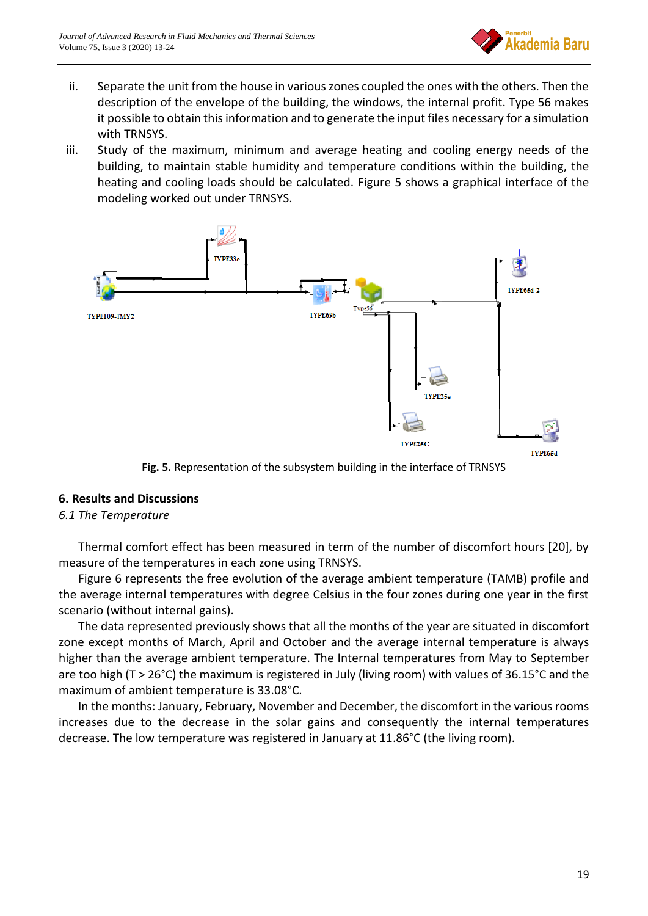ii. Separate the unit from the house in various zones coupled the ones with the others. Then the description of the envelope of the building, the windows, the internal profit. Type 56 makes it possible to obtain this information and to generate the input files necessary for a simulation with TRNSYS.

iii. Study of the maximum, minimum and average heating and cooling energy needs of the building, to maintain stable humidity and temperature conditions within the building, the heating and cooling loads should be calculated. Figure 5 shows a graphical interface of the modeling worked out under TRNSYS.

**Fig. 5.** Representation of the subsystem building in the interface of TRNSYS

## 6. Results and Discussions

### *6.1 The Temperature*

Thermal comfort effect has been measured in term of the number of discomfort hours [20], by measure of the temperatures in each zone using TRNSYS.

Figure 6 represents the free evolution of the average ambient temperature (TAMB) profile and the average internal temperatures with degree Celsius in the four zones during one year in the first scenario (without internal gains).

The data represented previously shows that all the months of the year are situated in discomfort zone except months of March, April and October and the average internal temperature is always higher than the average ambient temperature. The Internal temperatures from May to September are too high (T > 26°C) the maximum is registered in July (living room) with values of 36.15°C and the maximum of ambient temperature is 33.08°C.

In the months: January, February, November and December, the discomfort in the various rooms increases due to the decrease in the solar gains and consequently the internal temperatures decrease. The low temperature was registered in January at 11.86°C (the living room).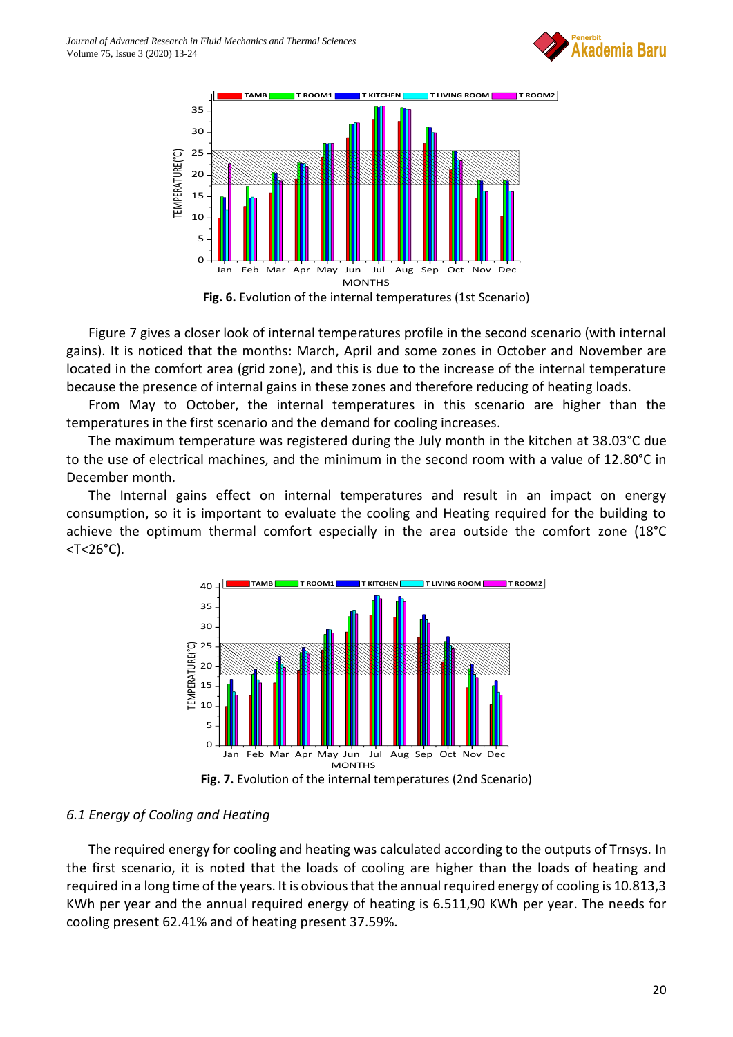Fig. 6. Evolution of the internal temperatures (1st Scenario)

Figure 7 gives a closer look of internal temperatures profile in the second scenario (with internal gains). It is noticed that the months: March, April and some zones in October and November are located in the comfort area (grid zone), and this is due to the increase of the internal temperature because the presence of internal gains in these zones and therefore reducing of heating loads.

From May to October, the internal temperatures in this scenario are higher than the temperatures in the first scenario and the demand for cooling increases.

The maximum temperature was registered during the July month in the kitchen at 38.03°C due to the use of electrical machines, and the minimum in the second room with a value of 12.80°C in December month.

The Internal gains effect on internal temperatures and result in an impact on energy consumption, so it is important to evaluate the cooling and Heating required for the building to achieve the optimum thermal comfort especially in the area outside the comfort zone (18°C <T<26°C).

Fig. 7. Evolution of the internal temperatures (2nd Scenario)

### *6.1 Energy of Cooling and Heating*

The required energy for cooling and heating was calculated according to the outputs of Trnsys. In the first scenario, it is noted that the loads of cooling are higher than the loads of heating and required in a long time of the years. It is obvious that the annual required energy of cooling is 10.813,3 KWh per year and the annual required energy of heating is 6.511,90 KWh per year. The needs for cooling present 62.41% and of heating present 37.59%.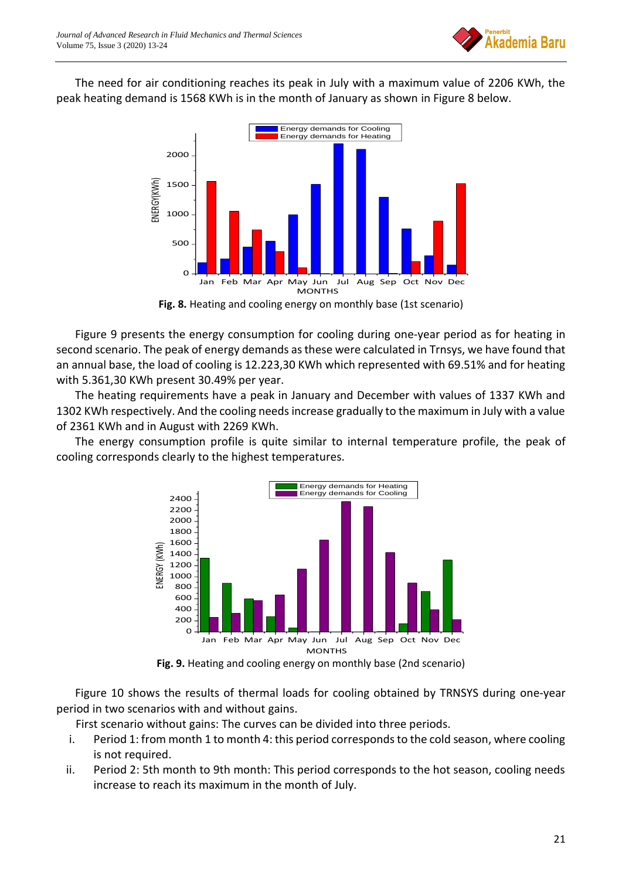The need for air conditioning reaches its peak in July with a maximum value of 2206 KWh, the peak heating demand is 1568 KWh is in the month of January as shown in Figure 8 below.

**Fig. 8.** Heating and cooling energy on monthly base (1st scenario)

Figure 9 presents the energy consumption for cooling during one-year period as for heating in second scenario. The peak of energy demands as these were calculated in Trnsys, we have found that an annual base, the load of cooling is 12.223,30 KWh which represented with 69.51% and for heating with 5.361,30 KWh present 30.49% per year.

The heating requirements have a peak in January and December with values of 1337 KWh and 1302 KWh respectively. And the cooling needs increase gradually to the maximum in July with a value of 2361 KWh and in August with 2269 KWh.

The energy consumption profile is quite similar to internal temperature profile, the peak of cooling corresponds clearly to the highest temperatures.

**Fig. 9.** Heating and cooling energy on monthly base (2nd scenario)

Figure 10 shows the results of thermal loads for cooling obtained by TRNSYS during one-year period in two scenarios with and without gains.

First scenario without gains: The curves can be divided into three periods.

i. Period 1: from month 1 to month 4: this period corresponds to the cold season, where cooling is not required.
ii. Period 2: 5th month to 9th month: This period corresponds to the hot season, cooling needs increase to reach its maximum in the month of July.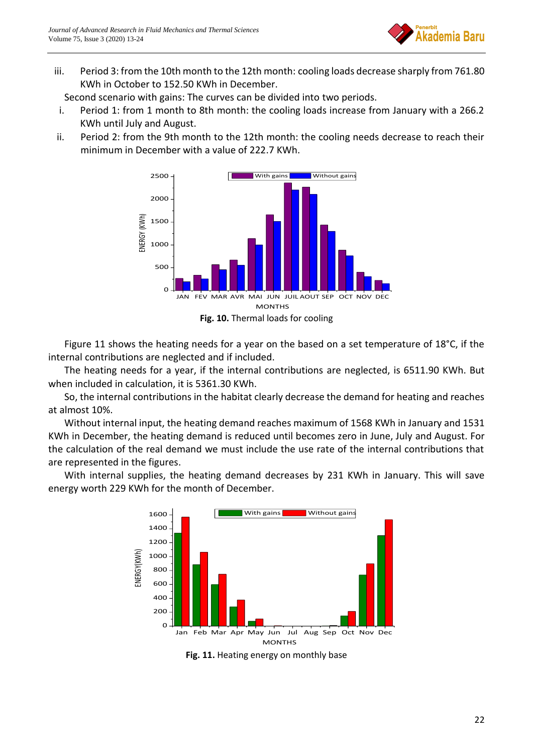iii. Period 3: from the 10th month to the 12th month: cooling loads decrease sharply from 761.80 KWh in October to 152.50 KWh in December.

Second scenario with gains: The curves can be divided into two periods.

i. Period 1: from 1 month to 8th month: the cooling loads increase from January with a 266.2 KWh until July and August.

ii. Period 2: from the 9th month to the 12th month: the cooling needs decrease to reach their minimum in December with a value of 222.7 KWh.

**Fig. 10.** Thermal loads for cooling

Figure 11 shows the heating needs for a year on the based on a set temperature of 18°C, if the internal contributions are neglected and if included.

The heating needs for a year, if the internal contributions are neglected, is 6511.90 KWh. But when included in calculation, it is 5361.30 KWh.

So, the internal contributions in the habitat clearly decrease the demand for heating and reaches at almost 10%.

Without internal input, the heating demand reaches maximum of 1568 KWh in January and 1531 KWh in December, the heating demand is reduced until becomes zero in June, July and August. For the calculation of the real demand we must include the use rate of the internal contributions that are represented in the figures.

With internal supplies, the heating demand decreases by 231 KWh in January. This will save energy worth 229 KWh for the month of December.

**Fig. 11.** Heating energy on monthly base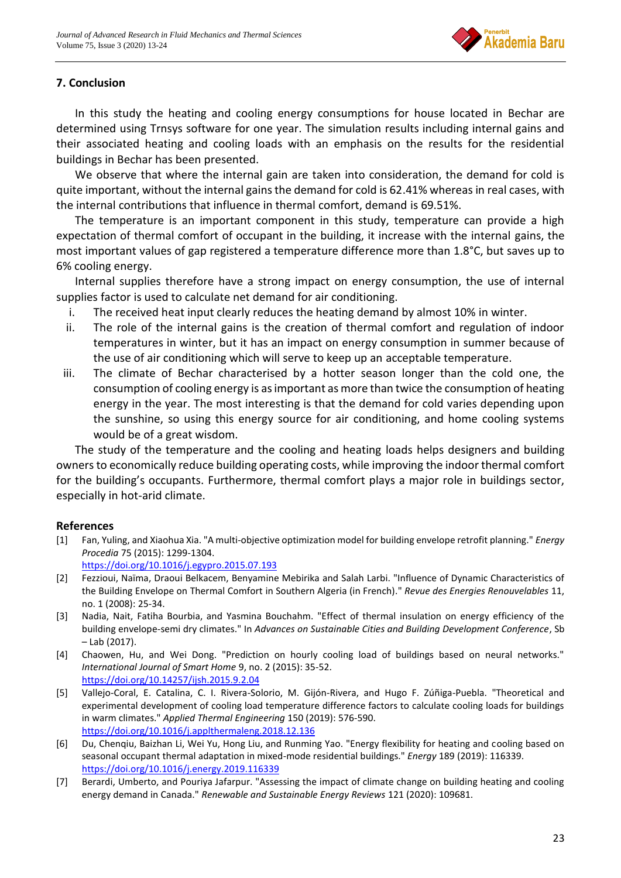## 7. Conclusion

In this study the heating and cooling energy consumptions for house located in Bechar are determined using Trnsys software for one year. The simulation results including internal gains and their associated heating and cooling loads with an emphasis on the results for the residential buildings in Bechar has been presented.

We observe that where the internal gain are taken into consideration, the demand for cold is quite important, without the internal gains the demand for cold is 62.41% whereas in real cases, with the internal contributions that influence in thermal comfort, demand is 69.51%.

The temperature is an important component in this study, temperature can provide a high expectation of thermal comfort of occupant in the building, it increase with the internal gains, the most important values of gap registered a temperature difference more than 1.8°C, but saves up to 6% cooling energy.

Internal supplies therefore have a strong impact on energy consumption, the use of internal supplies factor is used to calculate net demand for air conditioning.

i. The received heat input clearly reduces the heating demand by almost 10% in winter.
ii. The role of the internal gains is the creation of thermal comfort and regulation of indoor temperatures in winter, but it has an impact on energy consumption in summer because of the use of air conditioning which will serve to keep up an acceptable temperature.
iii. The climate of Bechar characterised by a hotter season longer than the cold one, the consumption of cooling energy is as important as more than twice the consumption of heating energy in the year. The most interesting is that the demand for cold varies depending upon the sunshine, so using this energy source for air conditioning, and home cooling systems would be of a great wisdom.

The study of the temperature and the cooling and heating loads helps designers and building owners to economically reduce building operating costs, while improving the indoor thermal comfort for the building's occupants. Furthermore, thermal comfort plays a major role in buildings sector, especially in hot-arid climate.

## References

[1] Fan, Yuling, and Xiaohua Xia. "A multi-objective optimization model for building envelope retrofit planning." *Energy Procedia* 75 (2015): 1299-1304. https://doi.org/10.1016/j.egypro.2015.07.193

[2] Fezzioui, Naïma, Draoui Belkacem, Benyamine Mebirika and Salah Larbi. "Influence of Dynamic Characteristics of the Building Envelope on Thermal Comfort in Southern Algeria (in French)." *Revue des Energies Renouvelables* 11, no. 1 (2008): 25-34.

[3] Nadia, Nait, Fatiha Bourbia, and Yasmina Bouchahm. "Effect of thermal insulation on energy efficiency of the building envelope-semi dry climates." In *Advances on Sustainable Cities and Building Development Conference*, Sb – Lab (2017).

[4] Chaowen, Hu, and Wei Dong. "Prediction on hourly cooling load of buildings based on neural networks." *International Journal of Smart Home* 9, no. 2 (2015): 35-52. https://doi.org/10.14257/ijsh.2015.9.2.04

[5] Vallejo-Coral, E. Catalina, C. I. Rivera-Solorio, M. Gijón-Rivera, and Hugo F. Zúñiga-Puebla. "Theoretical and experimental development of cooling load temperature difference factors to calculate cooling loads for buildings in warm climates." *Applied Thermal Engineering* 150 (2019): 576-590. https://doi.org/10.1016/j.applthermaleng.2018.12.136

[6] Du, Chenqiu, Baizhan Li, Wei Yu, Hong Liu, and Runming Yao. "Energy flexibility for heating and cooling based on seasonal occupant thermal adaptation in mixed-mode residential buildings." *Energy* 189 (2019): 116339. https://doi.org/10.1016/j.energy.2019.116339

[7] Berardi, Umberto, and Pouriya Jafarpur. "Assessing the impact of climate change on building heating and cooling energy demand in Canada." *Renewable and Sustainable Energy Reviews* 121 (2020): 109681.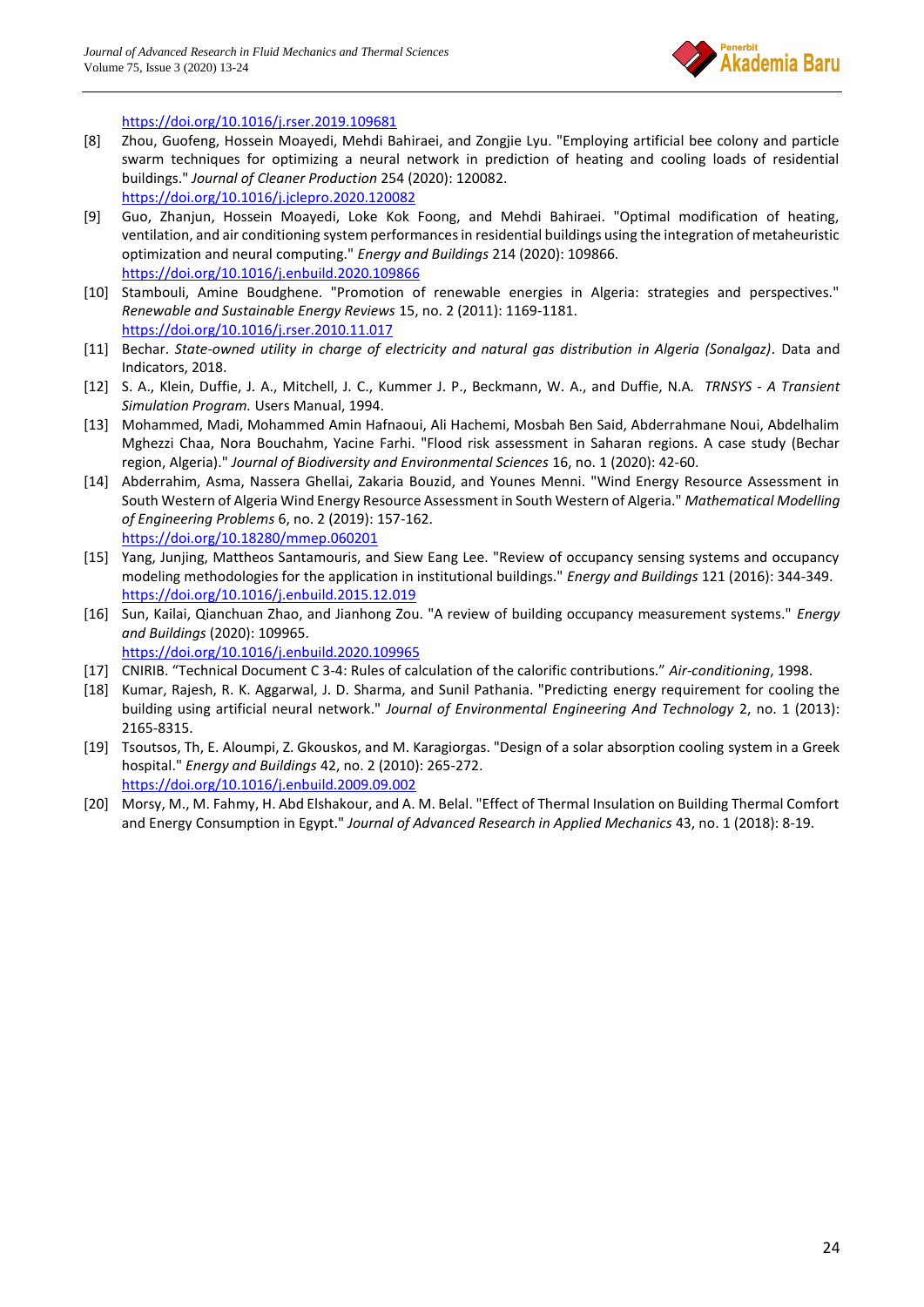https://doi.org/10.1016/j.rser.2019.109681

[8] Zhou, Guofeng, Hossein Moayedi, Mehdi Bahiraei, and Zongjie Lyu. "Employing artificial bee colony and particle swarm techniques for optimizing a neural network in prediction of heating and cooling loads of residential buildings." *Journal of Cleaner Production* 254 (2020): 120082. https://doi.org/10.1016/j.jclepro.2020.120082

[9] Guo, Zhanjun, Hossein Moayedi, Loke Kok Foong, and Mehdi Bahiraei. "Optimal modification of heating, ventilation, and air conditioning system performances in residential buildings using the integration of metaheuristic optimization and neural computing." *Energy and Buildings* 214 (2020): 109866. https://doi.org/10.1016/j.enbuild.2020.109866

[10] Stambouli, Amine Boudghene. "Promotion of renewable energies in Algeria: strategies and perspectives." *Renewable and Sustainable Energy Reviews* 15, no. 2 (2011): 1169-1181. https://doi.org/10.1016/j.rser.2010.11.017

[11] Bechar. *State-owned utility in charge of electricity and natural gas distribution in Algeria (Sonalgaz)*. Data and Indicators, 2018.

[12] S. A., Klein, Duffie, J. A., Mitchell, J. C., Kummer J. P., Beckmann, W. A., and Duffie, N.A. *TRNSYS - A Transient Simulation Program.* Users Manual, 1994.

[13] Mohammed, Madi, Mohammed Amin Hafnaoui, Ali Hachemi, Mosbah Ben Said, Abderrahmane Noui, Abdelhalim Mghezzi Chaa, Nora Bouchahm, Yacine Farhi. "Flood risk assessment in Saharan regions. A case study (Bechar region, Algeria)." *Journal of Biodiversity and Environmental Sciences* 16, no. 1 (2020): 42-60.

[14] Abderrahim, Asma, Nassera Ghellai, Zakaria Bouzid, and Younes Menni. "Wind Energy Resource Assessment in South Western of Algeria Wind Energy Resource Assessment in South Western of Algeria." *Mathematical Modelling of Engineering Problems* 6, no. 2 (2019): 157-162. https://doi.org/10.18280/mmep.060201

[15] Yang, Junjing, Mattheos Santamouris, and Siew Eang Lee. "Review of occupancy sensing systems and occupancy modeling methodologies for the application in institutional buildings." *Energy and Buildings* 121 (2016): 344-349. https://doi.org/10.1016/j.enbuild.2015.12.019

[16] Sun, Kailai, Qianchuan Zhao, and Jianhong Zou. "A review of building occupancy measurement systems." *Energy and Buildings* (2020): 109965. https://doi.org/10.1016/j.enbuild.2020.109965

[17] CNIRIB. "Technical Document C 3-4: Rules of calculation of the calorific contributions." *Air-conditioning*, 1998.

[18] Kumar, Rajesh, R. K. Aggarwal, J. D. Sharma, and Sunil Pathania. "Predicting energy requirement for cooling the building using artificial neural network." *Journal of Environmental Engineering And Technology* 2, no. 1 (2013): 2165-8315.

[19] Tsoutsos, Th, E. Aloumpi, Z. Gkouskos, and M. Karagiorgas. "Design of a solar absorption cooling system in a Greek hospital." *Energy and Buildings* 42, no. 2 (2010): 265-272. https://doi.org/10.1016/j.enbuild.2009.09.002

[20] Morsy, M., M. Fahmy, H. Abd Elshakour, and A. M. Belal. "Effect of Thermal Insulation on Building Thermal Comfort and Energy Consumption in Egypt." *Journal of Advanced Research in Applied Mechanics* 43, no. 1 (2018): 8-19.